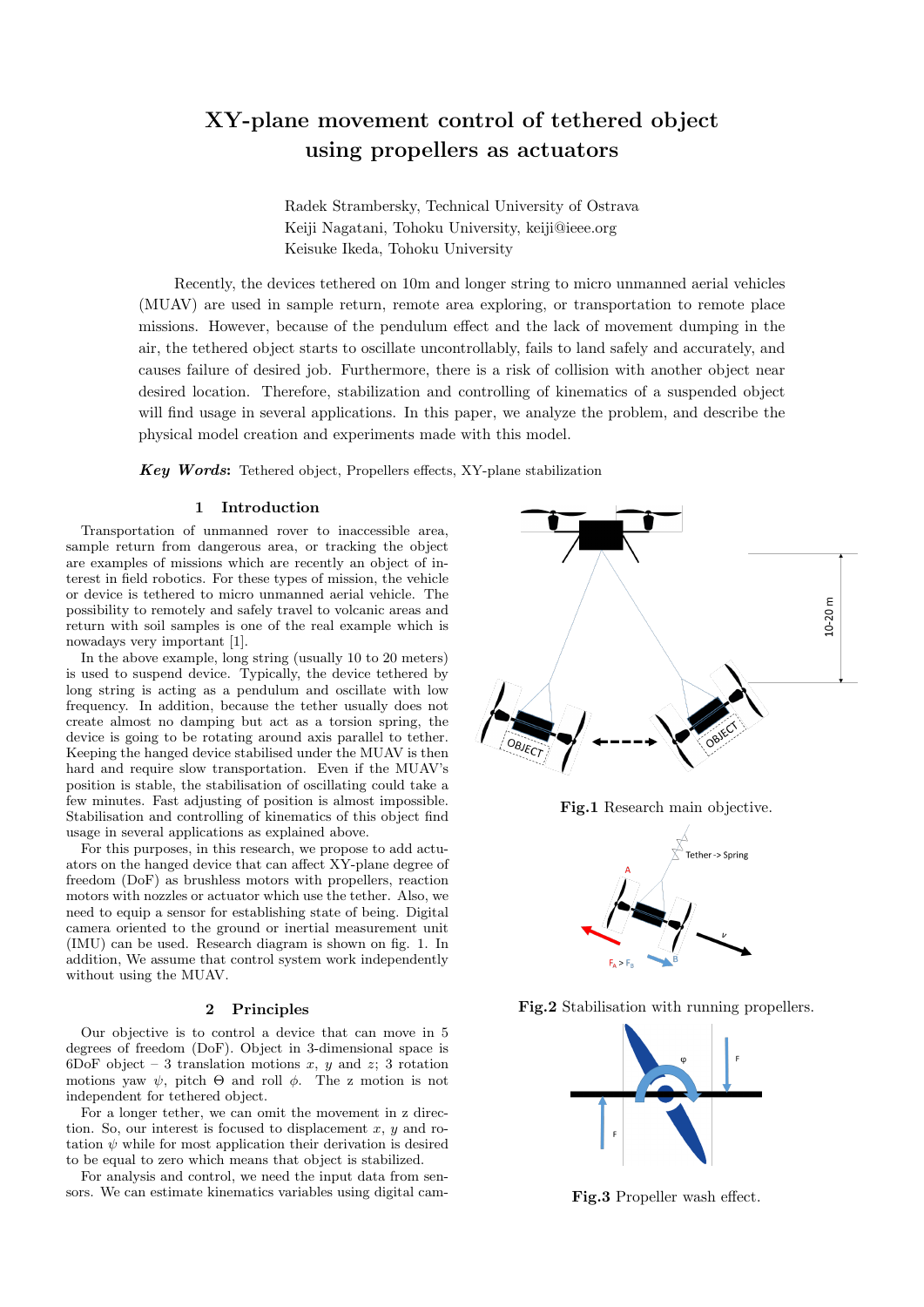# XY-plane movement control of tethered object using propellers as actuators

Radek Strambersky, Technical University of Ostrava
Keiji Nagatani, Tohoku University, keiji@ieee.org
Keisuke Ikeda, Tohoku University

Recently, the devices tethered on 10m and longer string to micro unmanned aerial vehicles (MUAV) are used in sample return, remote area exploring, or transportation to remote place missions. However, because of the pendulum effect and the lack of movement dumping in the air, the tethered object starts to oscillate uncontrollably, fails to land safely and accurately, and causes failure of desired job. Furthermore, there is a risk of collision with another object near desired location. Therefore, stabilization and controlling of kinematics of a suspended object will find usage in several applications. In this paper, we analyze the problem, and describe the physical model creation and experiments made with this model.

***Key Words*:** Tethered object, Propellers effects, XY-plane stabilization

## 1 Introduction

Transportation of unmanned rover to inaccessible area, sample return from dangerous area, or tracking the object are examples of missions which are recently an object of interest in field robotics. For these types of mission, the vehicle or device is tethered to micro unmanned aerial vehicle. The possibility to remotely and safely travel to volcanic areas and return with soil samples is one of the real example which is nowadays very important [1].

In the above example, long string (usually 10 to 20 meters) is used to suspend device. Typically, the device tethered by long string is acting as a pendulum and oscillate with low frequency. In addition, because the tether usually does not create almost no damping but act as a torsion spring, the device is going to be rotating around axis parallel to tether. Keeping the hanged device stabilised under the MUAV is then hard and require slow transportation. Even if the MUAV's position is stable, the stabilisation of oscillating could take a few minutes. Fast adjusting of position is almost impossible. Stabilisation and controlling of kinematics of this object find usage in several applications as explained above.

For this purposes, in this research, we propose to add actuators on the hanged device that can affect XY-plane degree of freedom (DoF) as brushless motors with propellers, reaction motors with nozzles or actuator which use the tether. Also, we need to equip a sensor for establishing state of being. Digital camera oriented to the ground or inertial measurement unit (IMU) can be used. Research diagram is shown on fig. 1. In addition, We assume that control system work independently without using the MUAV.

**Fig.1** Research main objective.

**Fig.2** Stabilisation with running propellers.

**Fig.3** Propeller wash effect.

## 2 Principles

Our objective is to control a device that can move in 5 degrees of freedom (DoF). Object in 3-dimensional space is 6DoF object – 3 translation motions $x$, $y$ and $z$; 3 rotation motions yaw $\psi$, pitch $\Theta$ and roll $\phi$. The z motion is not independent for tethered object.

For a longer tether, we can omit the movement in z direction. So, our interest is focused to displacement $x$, $y$ and rotation $\psi$ while for most application their derivation is desired to be equal to zero which means that object is stabilized.

For analysis and control, we need the input data from sensors. We can estimate kinematics variables using digital cam-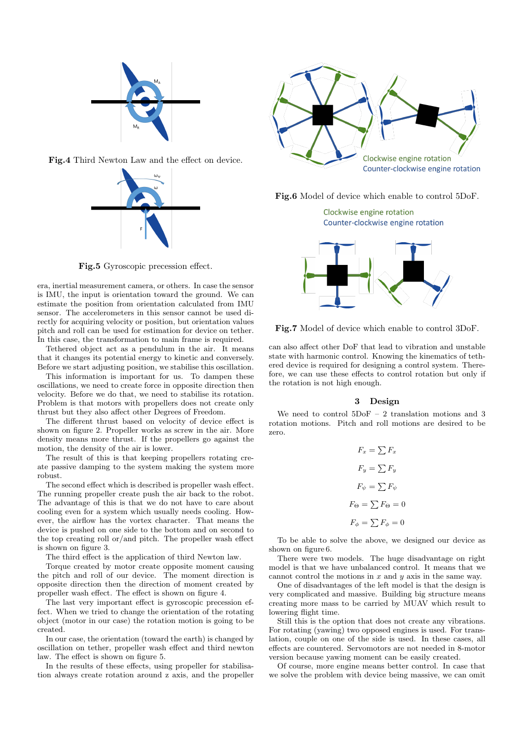Fig.4 Third Newton Law and the effect on device.

Fig.5 Gyroscopic precession effect.

era, inertial measurement camera, or others. In case the sensor is IMU, the input is orientation toward the ground. We can estimate the position from orientation calculated from IMU sensor. The accelerometers in this sensor cannot be used directly for acquiring velocity or position, but orientation values pitch and roll can be used for estimation for device on tether. In this case, the transformation to main frame is required.

Tethered object act as a pendulum in the air. It means that it changes its potential energy to kinetic and conversely. Before we start adjusting position, we stabilise this oscillation.

This information is important for us. To dampen these oscillations, we need to create force in opposite direction then velocity. Before we do that, we need to stabilise its rotation. Problem is that motors with propellers does not create only thrust but they also affect other Degrees of Freedom.

The different thrust based on velocity of device effect is shown on figure 2. Propeller works as screw in the air. More density means more thrust. If the propellers go against the motion, the density of the air is lower.

The result of this is that keeping propellers rotating create passive damping to the system making the system more robust.

The second effect which is described is propeller wash effect. The running propeller create push the air back to the robot. The advantage of this is that we do not have to care about cooling even for a system which usually needs cooling. However, the airflow has the vortex character. That means the device is pushed on one side to the bottom and on second to the top creating roll or/and pitch. The propeller wash effect is shown on figure 3.

The third effect is the application of third Newton law.

Torque created by motor create opposite moment causing the pitch and roll of our device. The moment direction is opposite direction then the direction of moment created by propeller wash effect. The effect is shown on figure 4.

The last very important effect is gyroscopic precession effect. When we tried to change the orientation of the rotating object (motor in our case) the rotation motion is going to be created.

In our case, the orientation (toward the earth) is changed by oscillation on tether, propeller wash effect and third newton law. The effect is shown on figure 5.

In the results of these effects, using propeller for stabilisation always create rotation around z axis, and the propeller

Fig.6 Model of device which enable to control 5DoF.

Fig.7 Model of device which enable to control 3DoF.

can also affect other DoF that lead to vibration and unstable state with harmonic control. Knowing the kinematics of tethered device is required for designing a control system. Therefore, we can use these effects to control rotation but only if the rotation is not high enough.

## 3 Design

We need to control 5DoF – 2 translation motions and 3 rotation motions. Pitch and roll motions are desired to be zero.

$$F_x = \sum F_x$$

$$F_y = \sum F_y$$

$$F_\psi = \sum F_\psi$$

$$F_\Theta = \sum F_\Theta = 0$$

$$F_\phi = \sum F_\phi = 0$$

To be able to solve the above, we designed our device as shown on figure 6.

There were two models. The huge disadvantage on right model is that we have unbalanced control. It means that we cannot control the motions in $x$ and $y$ axis in the same way.

One of disadvantages of the left model is that the design is very complicated and massive. Building big structure means creating more mass to be carried by MUAV which result to lowering flight time.

Still this is the option that does not create any vibrations. For rotating (yawing) two opposed engines is used. For translation, couple on one of the side is used. In these cases, all effects are countered. Servomotors are not needed in 8-motor version because yawing moment can be easily created.

Of course, more engine means better control. In case that we solve the problem with device being massive, we can omit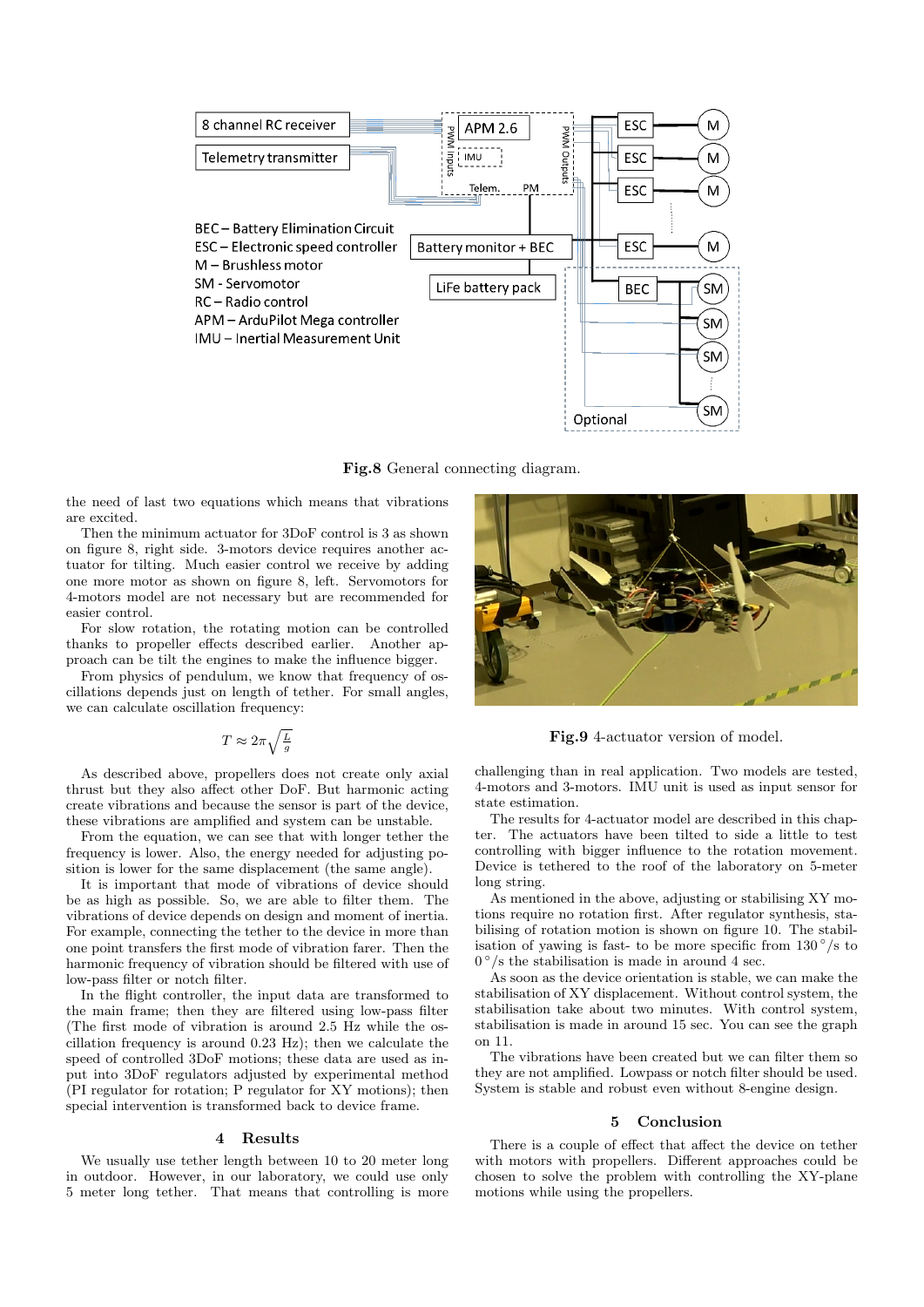Fig.8 General connecting diagram.

the need of last two equations which means that vibrations are excited.

Then the minimum actuator for 3DoF control is 3 as shown on figure 8, right side. 3-motors device requires another actuator for tilting. Much easier control we receive by adding one more motor as shown on figure 8, left. Servomotors for 4-motors model are not necessary but are recommended for easier control.

For slow rotation, the rotating motion can be controlled thanks to propeller effects described earlier. Another approach can be tilt the engines to make the influence bigger.

From physics of pendulum, we know that frequency of oscillations depends just on length of tether. For small angles, we can calculate oscillation frequency:

$$T \approx 2\pi\sqrt{\frac{L}{g}}$$

As described above, propellers does not create only axial thrust but they also affect other DoF. But harmonic acting create vibrations and because the sensor is part of the device, these vibrations are amplified and system can be unstable.

From the equation, we can see that with longer tether the frequency is lower. Also, the energy needed for adjusting position is lower for the same displacement (the same angle).

It is important that mode of vibrations of device should be as high as possible. So, we are able to filter them. The vibrations of device depends on design and moment of inertia. For example, connecting the tether to the device in more than one point transfers the first mode of vibration farer. Then the harmonic frequency of vibration should be filtered with use of low-pass filter or notch filter.

In the flight controller, the input data are transformed to the main frame; then they are filtered using low-pass filter (The first mode of vibration is around 2.5 Hz while the oscillation frequency is around 0.23 Hz); then we calculate the speed of controlled 3DoF motions; these data are used as input into 3DoF regulators adjusted by experimental method (PI regulator for rotation; P regulator for XY motions); then special intervention is transformed back to device frame.

## 4 Results

We usually use tether length between 10 to 20 meter long in outdoor. However, in our laboratory, we could use only 5 meter long tether. That means that controlling is more challenging than in real application. Two models are tested, 4-motors and 3-motors. IMU unit is used as input sensor for state estimation.

Fig.9 4-actuator version of model.

The results for 4-actuator model are described in this chapter. The actuators have been tilted to side a little to test controlling with bigger influence to the rotation movement. Device is tethered to the roof of the laboratory on 5-meter long string.

As mentioned in the above, adjusting or stabilising XY motions require no rotation first. After regulator synthesis, stabilising of rotation motion is shown on figure 10. The stabilisation of yawing is fast- to be more specific from $130\,^{\circ}/\mathrm{s}$ to $0\,^{\circ}/\mathrm{s}$ the stabilisation is made in around 4 sec.

As soon as the device orientation is stable, we can make the stabilisation of XY displacement. Without control system, the stabilisation take about two minutes. With control system, stabilisation is made in around 15 sec. You can see the graph on 11.

The vibrations have been created but we can filter them so they are not amplified. Lowpass or notch filter should be used. System is stable and robust even without 8-engine design.

## 5 Conclusion

There is a couple of effect that affect the device on tether with motors with propellers. Different approaches could be chosen to solve the problem with controlling the XY-plane motions while using the propellers.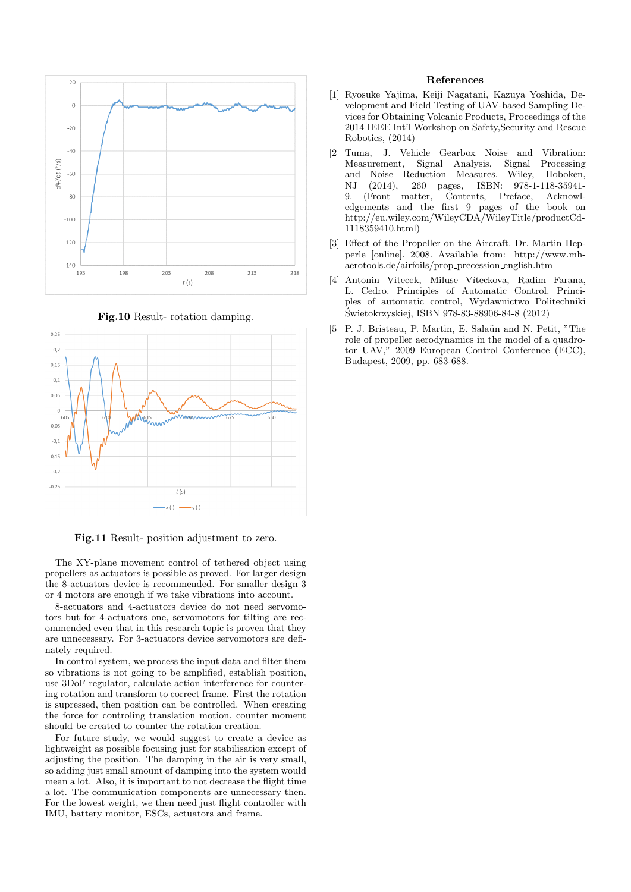20

0

-20

-40

-60

-80

-100

-120

-140

dΨ/dt (°/s)

193 198 203 208 213 218

t (s)

**Fig.10** Result- rotation damping.

0,25

0,2

0,15

0,1

0,05

0

-0,05

-0,1

-0,15

-0,2

-0,25

605 610 615 620 625 630

t (s)

x (-) y (-)

**Fig.11** Result- position adjustment to zero.

The XY-plane movement control of tethered object using propellers as actuators is possible as proved. For larger design the 8-actuators device is recommended. For smaller design 3 or 4 motors are enough if we take vibrations into account.

8-actuators and 4-actuators device do not need servomotors but for 4-actuators one, servomotors for tilting are recommended even that in this research topic is proven that they are unnecessary. For 3-actuators device servomotors are definately required.

In control system, we process the input data and filter them so vibrations is not going to be amplified, establish position, use 3DoF regulator, calculate action interference for countering rotation and transform to correct frame. First the rotation is supressed, then position can be controlled. When creating the force for controling translation motion, counter moment should be created to counter the rotation creation.

For future study, we would suggest to create a device as lightweight as possible focusing just for stabilisation except of adjusting the position. The damping in the air is very small, so adding just small amount of damping into the system would mean a lot. Also, it is important to not decrease the flight time a lot. The communication components are unnecessary then. For the lowest weight, we then need just flight controller with IMU, battery monitor, ESCs, actuators and frame.

## References

[1] Ryosuke Yajima, Keiji Nagatani, Kazuya Yoshida, Development and Field Testing of UAV-based Sampling Devices for Obtaining Volcanic Products, Proceedings of the 2014 IEEE Int'l Workshop on Safety,Security and Rescue Robotics, (2014)

[2] Tuma, J. Vehicle Gearbox Noise and Vibration: Measurement, Signal Analysis, Signal Processing and Noise Reduction Measures. Wiley, Hoboken, NJ (2014), 260 pages, ISBN: 978-1-118-35941-9. (Front matter, Contents, Preface, Acknowledgements and the first 9 pages of the book on http://eu.wiley.com/WileyCDA/WileyTitle/productCd-1118359410.html)

[3] Effect of the Propeller on the Aircraft. Dr. Martin Hepperle [online]. 2008. Available from: http://www.mh-aerotools.de/airfoils/prop_precession_english.htm

[4] Antonin Vitecek, Miluse Víteckova, Radim Farana, L. Cedro. Principles of Automatic Control. Principles of automatic control, Wydawnictwo Politechniki Świetokrzyskiej, ISBN 978-83-88906-84-8 (2012)

[5] P. J. Bristeau, P. Martin, E. Salaün and N. Petit, "The role of propeller aerodynamics in the model of a quadrotor UAV," 2009 European Control Conference (ECC), Budapest, 2009, pp. 683-688.